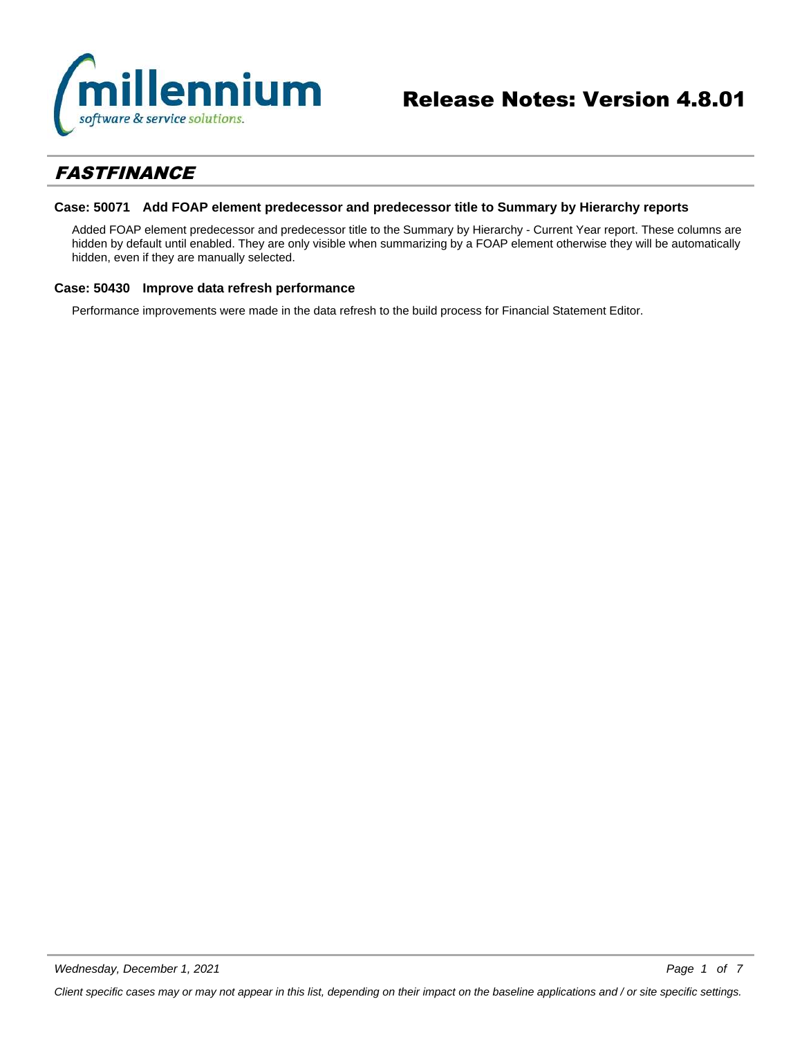# Release Notes: Version 4.8.01

## FASTFINANCE

### Case: 50071 Add FOAP element predecessor and predecessor title to Summary by Hierarchy reports

Added FOAP element predecessor and predecessor title to the Summary by Hierarchy - Current Year report. These columns are hidden by default until enabled. They are only visible when summarizing by a FOAP element otherwise they will be automatically hidden, even if they are manually selected.

### Case: 50430 Improve data refresh performance

Performance improvements were made in the data refresh to the build process for Financial Statement Editor.

*Client specific cases may or may not appear in this list, depending on their impact on the baseline applications and / or site specific settings.*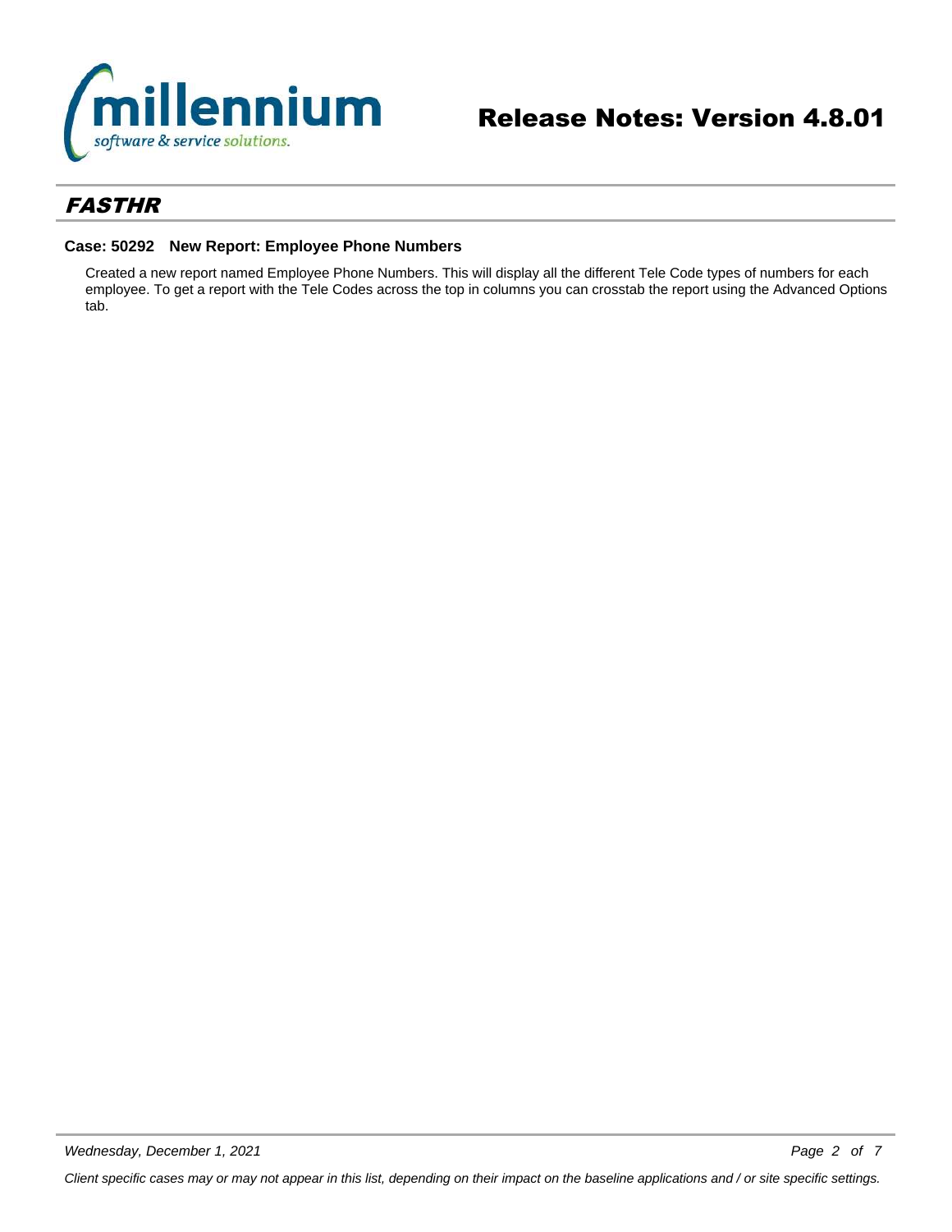## *FASTHR*

### Case: 50292 New Report: Employee Phone Numbers

Created a new report named Employee Phone Numbers. This will display all the different Tele Code types of numbers for each employee. To get a report with the Tele Codes across the top in columns you can crosstab the report using the Advanced Options tab.

*Client specific cases may or may not appear in this list, depending on their impact on the baseline applications and / or site specific settings.*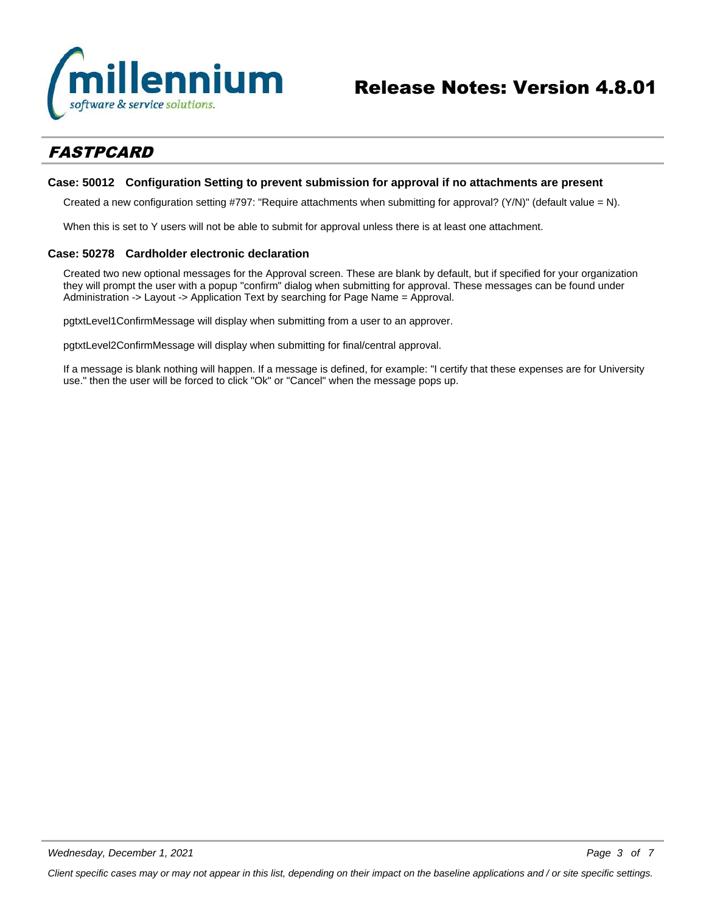## FASTPCARD

### Case: 50012 Configuration Setting to prevent submission for approval if no attachments are present

Created a new configuration setting #797: "Require attachments when submitting for approval? (Y/N)" (default value = N).

When this is set to Y users will not be able to submit for approval unless there is at least one attachment.

### Case: 50278 Cardholder electronic declaration

Created two new optional messages for the Approval screen. These are blank by default, but if specified for your organization they will prompt the user with a popup "confirm" dialog when submitting for approval. These messages can be found under Administration -> Layout -> Application Text by searching for Page Name = Approval.

pgtxtLevel1ConfirmMessage will display when submitting from a user to an approver.

pgtxtLevel2ConfirmMessage will display when submitting for final/central approval.

If a message is blank nothing will happen. If a message is defined, for example: "I certify that these expenses are for University use." then the user will be forced to click "Ok" or "Cancel" when the message pops up.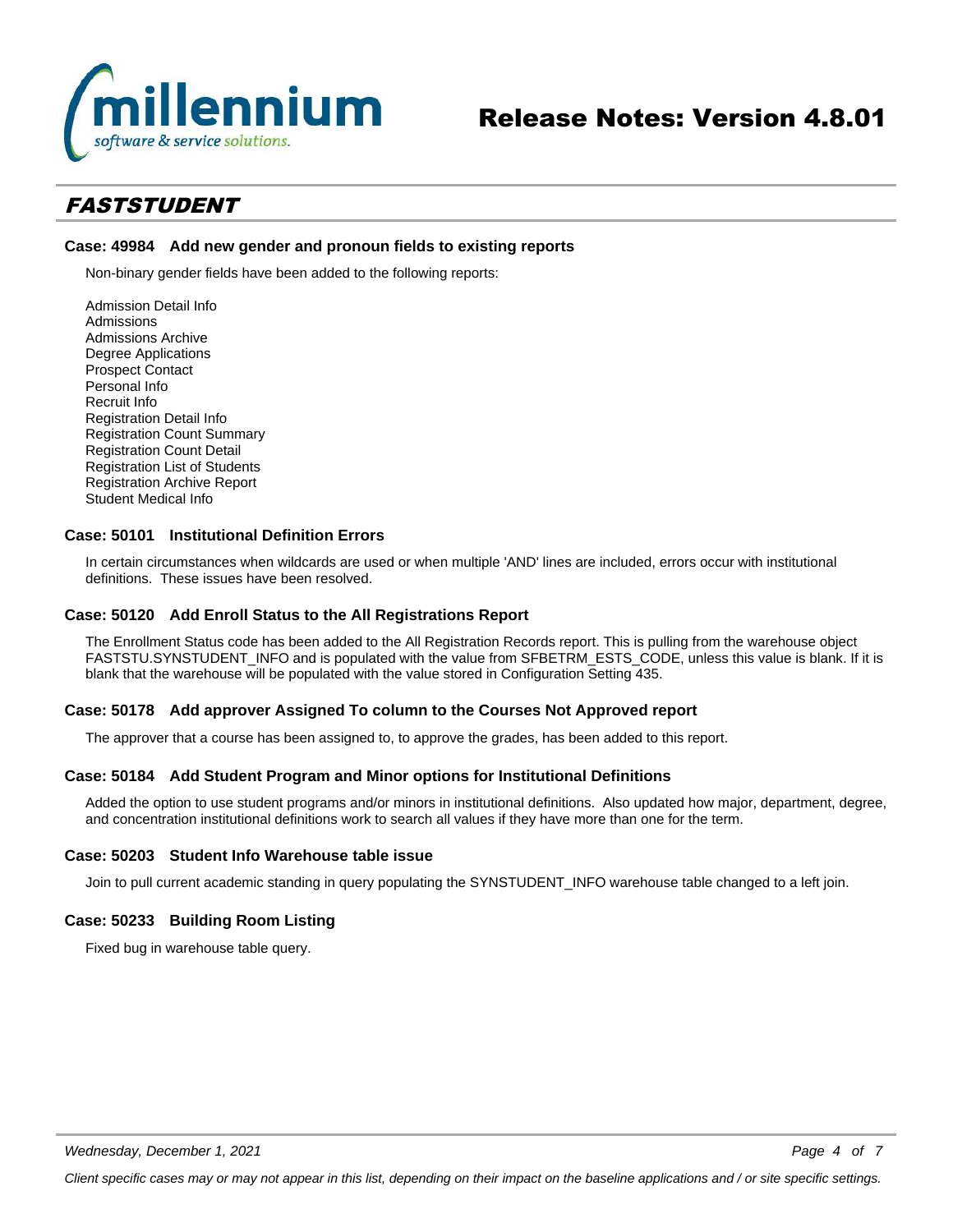## FASTSTUDENT

### Case: 49984 Add new gender and pronoun fields to existing reports

Non-binary gender fields have been added to the following reports:

Admission Detail Info
Admissions
Admissions Archive
Degree Applications
Prospect Contact
Personal Info
Recruit Info
Registration Detail Info
Registration Count Summary
Registration Count Detail
Registration List of Students
Registration Archive Report
Student Medical Info

### Case: 50101 Institutional Definition Errors

In certain circumstances when wildcards are used or when multiple 'AND' lines are included, errors occur with institutional definitions. These issues have been resolved.

### Case: 50120 Add Enroll Status to the All Registrations Report

The Enrollment Status code has been added to the All Registration Records report. This is pulling from the warehouse object FASTSTU.SYNSTUDENT_INFO and is populated with the value from SFBETRM_ESTS_CODE, unless this value is blank. If it is blank that the warehouse will be populated with the value stored in Configuration Setting 435.

### Case: 50178 Add approver Assigned To column to the Courses Not Approved report

The approver that a course has been assigned to, to approve the grades, has been added to this report.

### Case: 50184 Add Student Program and Minor options for Institutional Definitions

Added the option to use student programs and/or minors in institutional definitions. Also updated how major, department, degree, and concentration institutional definitions work to search all values if they have more than one for the term.

### Case: 50203 Student Info Warehouse table issue

Join to pull current academic standing in query populating the SYNSTUDENT_INFO warehouse table changed to a left join.

### Case: 50233 Building Room Listing

Fixed bug in warehouse table query.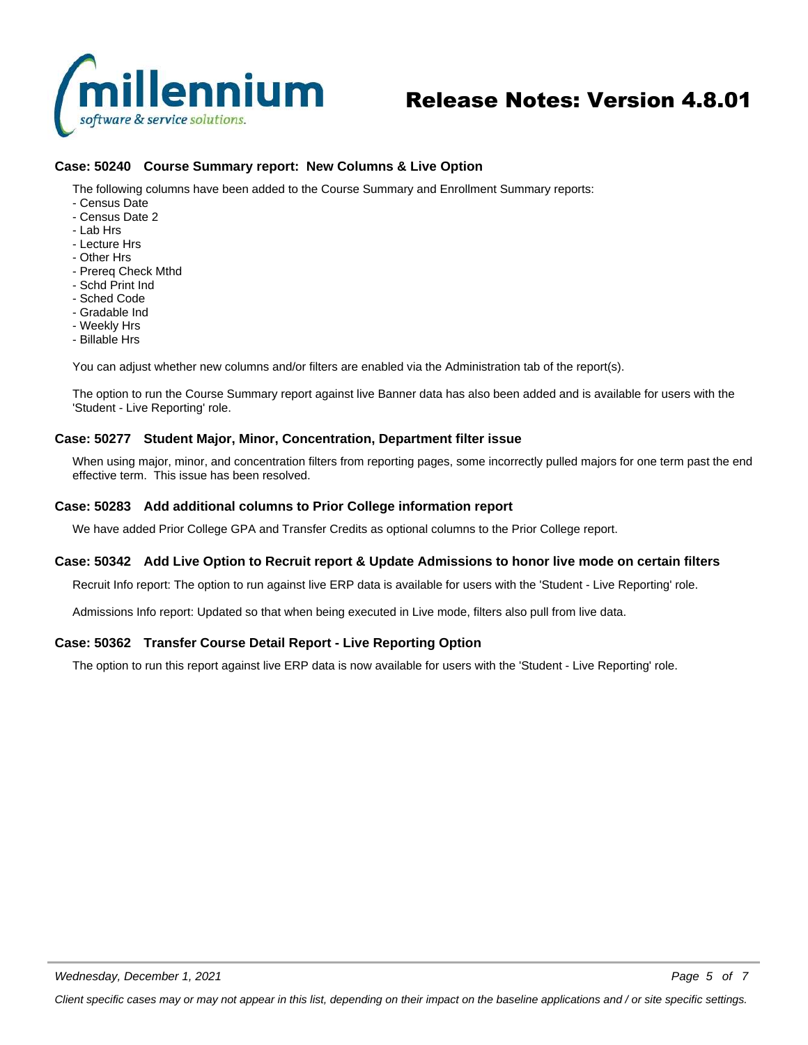### Case: 50240 Course Summary report: New Columns & Live Option

The following columns have been added to the Course Summary and Enrollment Summary reports:
- Census Date
- Census Date 2
- Lab Hrs
- Lecture Hrs
- Other Hrs
- Prereq Check Mthd
- Schd Print Ind
- Sched Code
- Gradable Ind
- Weekly Hrs
- Billable Hrs

You can adjust whether new columns and/or filters are enabled via the Administration tab of the report(s).

The option to run the Course Summary report against live Banner data has also been added and is available for users with the 'Student - Live Reporting' role.

### Case: 50277 Student Major, Minor, Concentration, Department filter issue

When using major, minor, and concentration filters from reporting pages, some incorrectly pulled majors for one term past the end effective term. This issue has been resolved.

### Case: 50283 Add additional columns to Prior College information report

We have added Prior College GPA and Transfer Credits as optional columns to the Prior College report.

### Case: 50342 Add Live Option to Recruit report & Update Admissions to honor live mode on certain filters

Recruit Info report: The option to run against live ERP data is available for users with the 'Student - Live Reporting' role.

Admissions Info report: Updated so that when being executed in Live mode, filters also pull from live data.

### Case: 50362 Transfer Course Detail Report - Live Reporting Option

The option to run this report against live ERP data is now available for users with the 'Student - Live Reporting' role.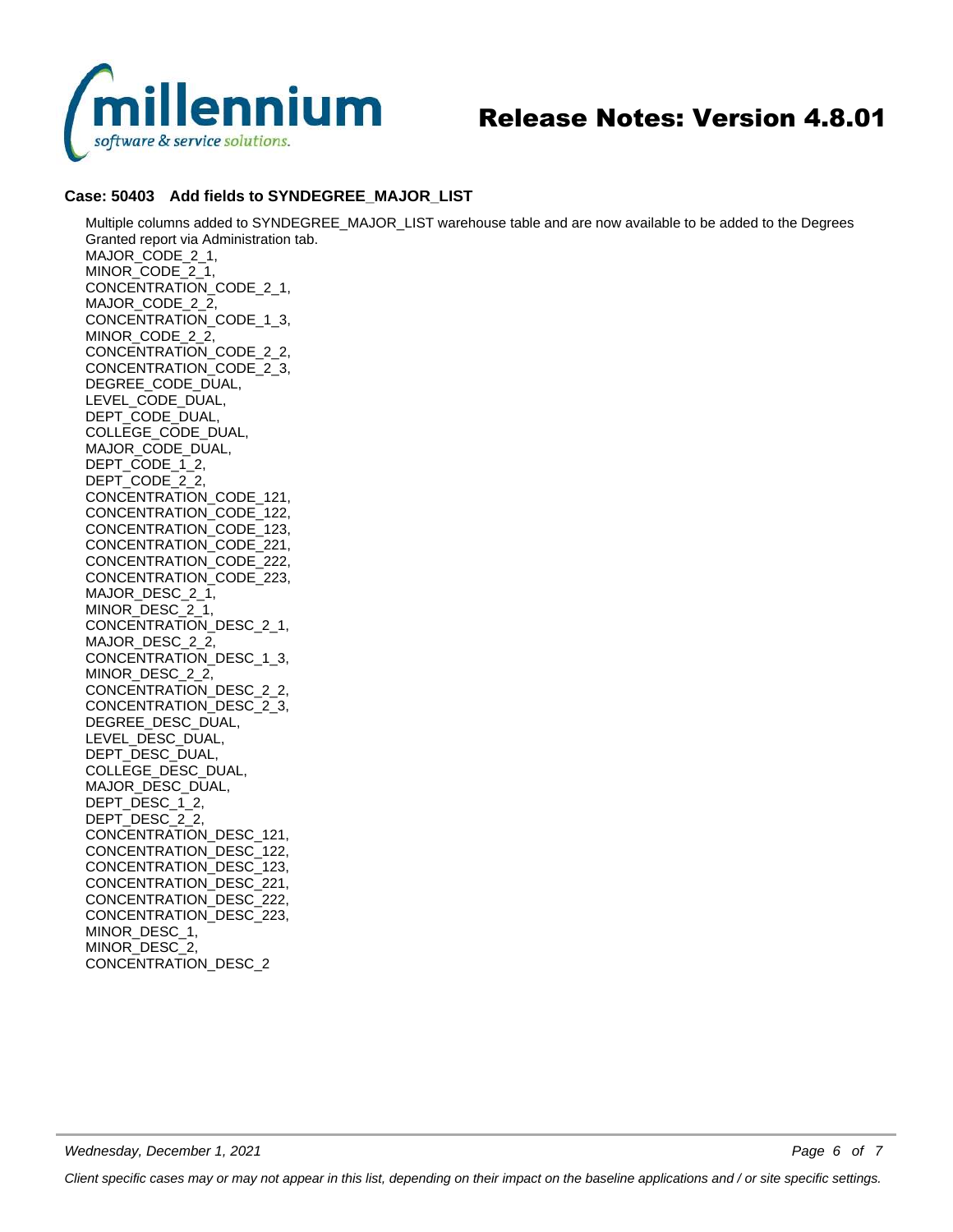### Case: 50403 Add fields to SYNDEGREE_MAJOR_LIST

Multiple columns added to SYNDEGREE_MAJOR_LIST warehouse table and are now available to be added to the Degrees Granted report via Administration tab.
MAJOR_CODE_2_1,
MINOR_CODE_2_1,
CONCENTRATION_CODE_2_1,
MAJOR_CODE_2_2,
CONCENTRATION_CODE_1_3,
MINOR_CODE_2_2,
CONCENTRATION_CODE_2_2,
CONCENTRATION_CODE_2_3,
DEGREE_CODE_DUAL,
LEVEL_CODE_DUAL,
DEPT_CODE_DUAL,
COLLEGE_CODE_DUAL,
MAJOR_CODE_DUAL,
DEPT_CODE_1_2,
DEPT_CODE_2_2,
CONCENTRATION_CODE_121,
CONCENTRATION_CODE_122,
CONCENTRATION_CODE_123,
CONCENTRATION_CODE_221,
CONCENTRATION_CODE_222,
CONCENTRATION_CODE_223,
MAJOR_DESC_2_1,
MINOR_DESC_2_1,
CONCENTRATION_DESC_2_1,
MAJOR_DESC_2_2,
CONCENTRATION_DESC_1_3,
MINOR_DESC_2_2,
CONCENTRATION_DESC_2_2,
CONCENTRATION_DESC_2_3,
DEGREE_DESC_DUAL,
LEVEL_DESC_DUAL,
DEPT_DESC_DUAL,
COLLEGE_DESC_DUAL,
MAJOR_DESC_DUAL,
DEPT_DESC_1_2,
DEPT_DESC_2_2,
CONCENTRATION_DESC_121,
CONCENTRATION_DESC_122,
CONCENTRATION_DESC_123,
CONCENTRATION_DESC_221,
CONCENTRATION_DESC_222,
CONCENTRATION_DESC_223,
MINOR_DESC_1,
MINOR_DESC_2,
CONCENTRATION_DESC_2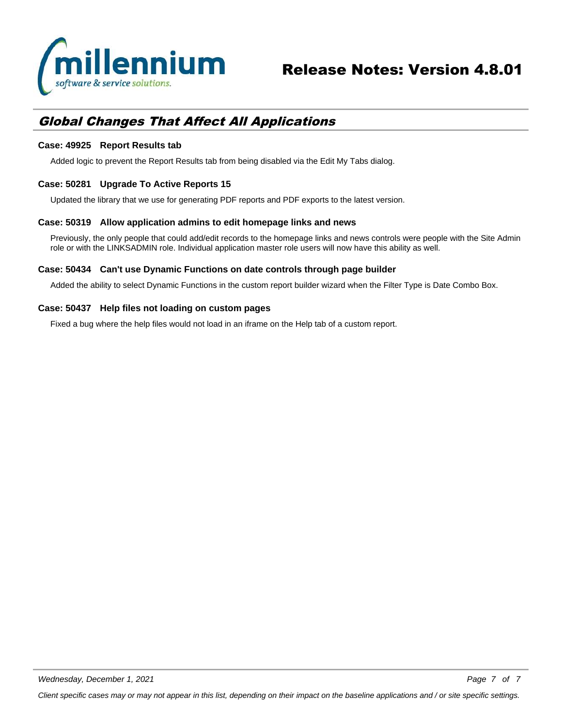## Global Changes That Affect All Applications

**Case: 49925 Report Results tab**

Added logic to prevent the Report Results tab from being disabled via the Edit My Tabs dialog.

**Case: 50281 Upgrade To Active Reports 15**

Updated the library that we use for generating PDF reports and PDF exports to the latest version.

**Case: 50319 Allow application admins to edit homepage links and news**

Previously, the only people that could add/edit records to the homepage links and news controls were people with the Site Admin role or with the LINKSADMIN role. Individual application master role users will now have this ability as well.

**Case: 50434 Can't use Dynamic Functions on date controls through page builder**

Added the ability to select Dynamic Functions in the custom report builder wizard when the Filter Type is Date Combo Box.

**Case: 50437 Help files not loading on custom pages**

Fixed a bug where the help files would not load in an iframe on the Help tab of a custom report.